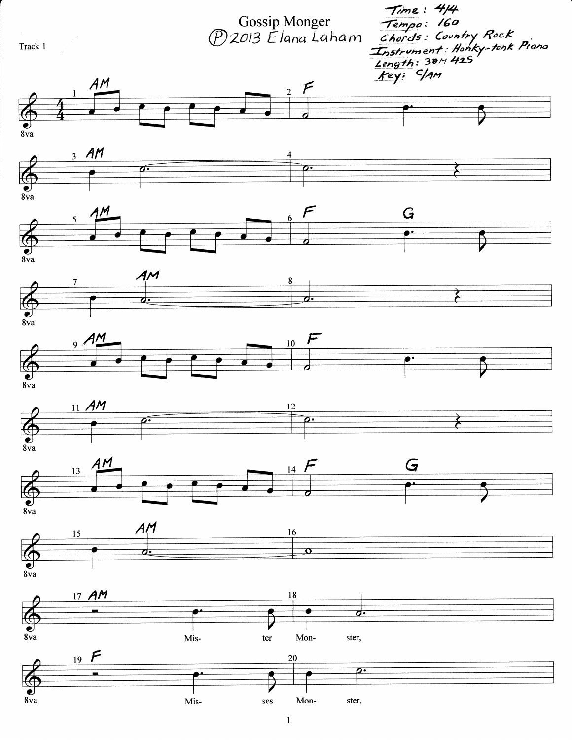# Gossip Monger

Ⓟ2013 Elana Laham

Time: 4/4
Tempo: 160
Chords: Country Rock
Instrument: Honky-tonk Piano
Length: 3M 42S
Key: C/AM

Track 1

Mis- ter Mon- ster,

Mis- ses Mon- ster,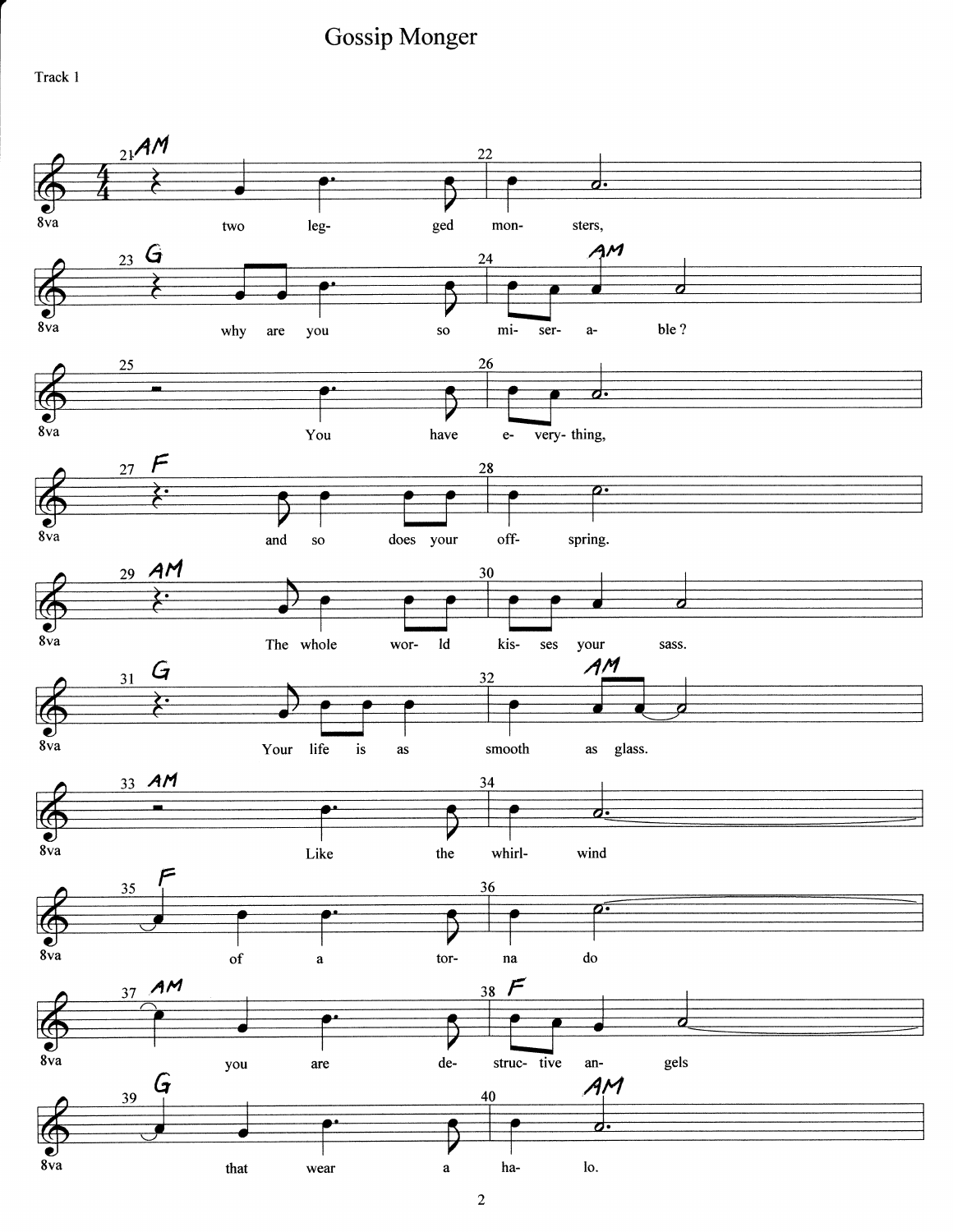# Gossip Monger

Track 1

21 AM
two leg- ged mon- sters,

23 G — 24 AM
why are you so mi- ser- a- ble ?

25 — 26
You have e- very- thing,

27 F — 28
and so does your off- spring.

29 AM — 30
The whole wor- ld kis- ses your sass.

31 G — 32 AM
Your life is as smooth as glass.

33 AM — 34
Like the whirl- wind

35 F — 36
of a tor- na do

37 AM — 38 F
you are de- struc- tive an- gels

39 G — 40 AM
that wear a ha- lo.

8va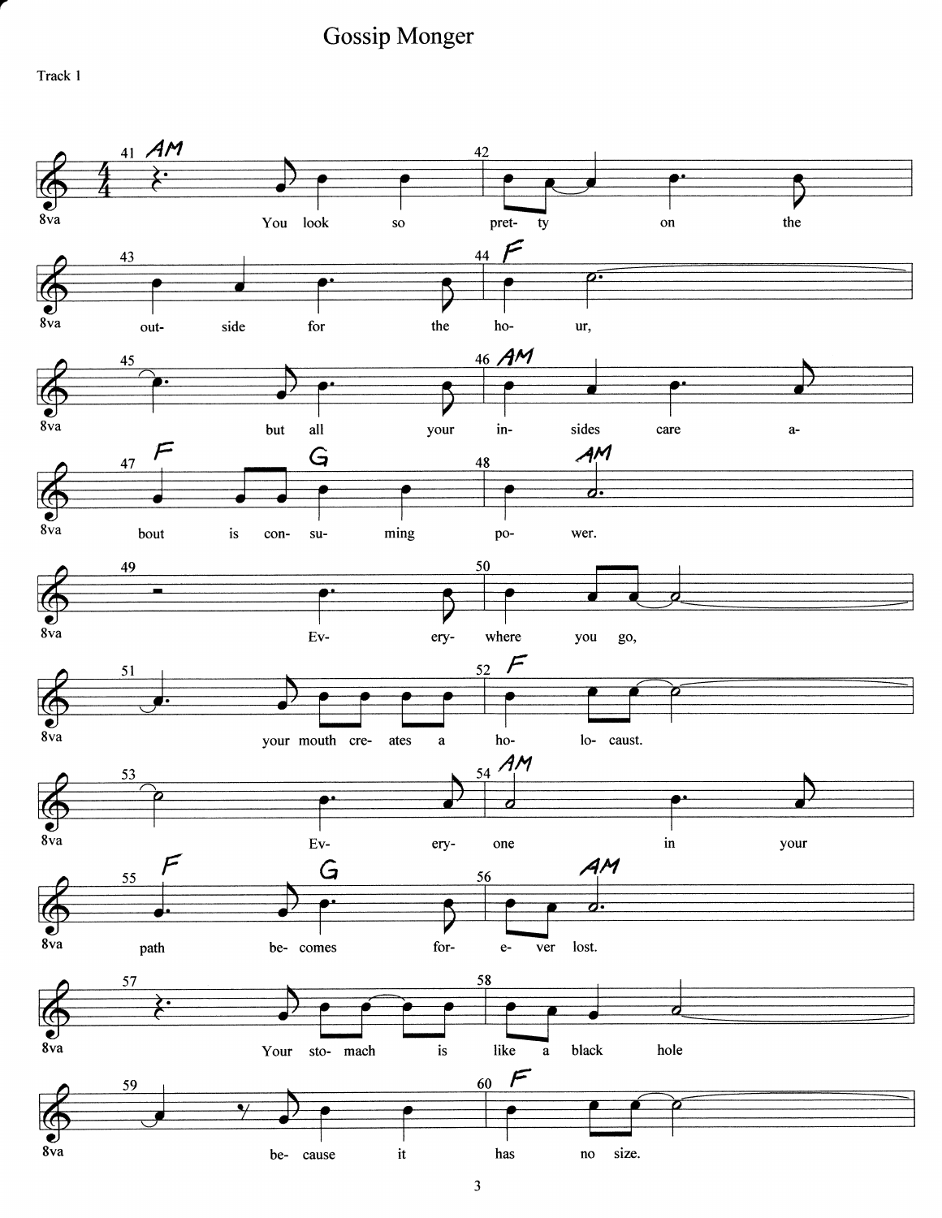# Gossip Monger

Track 1

You look so pretty on the outside for the hour,
but all your insides care about is consuming power.

Everywhere you go,
your mouth creates a holocaust.
Everyone in your path becomes forever lost.

Your stomach is like a black hole
because it has no size.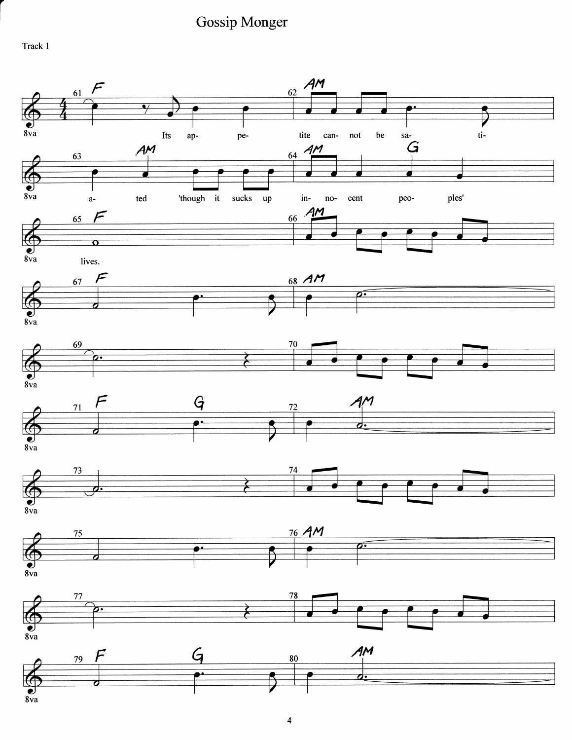# Gossip Monger

Track 1

Its ap- pe- tite can- not be sa- ti- a- ted 'though it sucks up in- no- cent peo- ples' lives.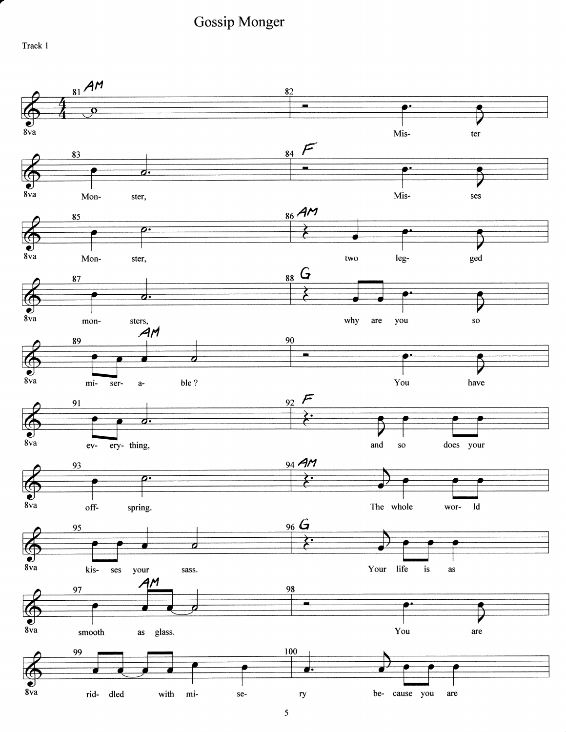# Gossip Monger

Track 1

Mis- ter Mon- ster, Mis- ses Mon- ster, two leg- ged mon- sters, why are you so mi- ser- a- ble ? You have ev- ery- thing, and so does your off- spring. The whole wor- ld kis- ses your sass. Your life is as smooth as glass. You are rid- dled with mi- se- ry be- cause you are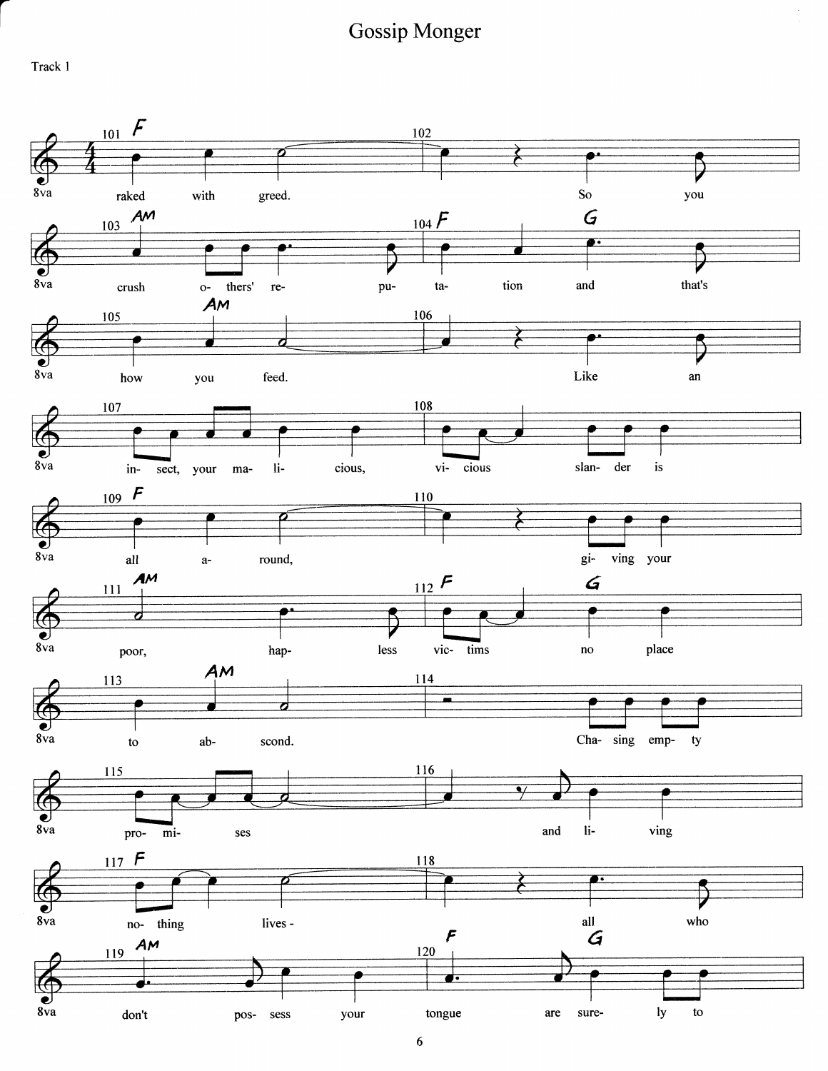# Gossip Monger

Track 1

raked with greed. So you crush o- thers' re- pu- ta- tion and that's how you feed. Like an in- sect, your ma- li- cious, vi- cious slan- der is all a- round, gi- ving your poor, hap- less vic- tims no place to ab- scond. Cha- sing emp- ty pro- mi- ses and li- ving no- thing lives - all who don't pos- sess your tongue are sure- ly to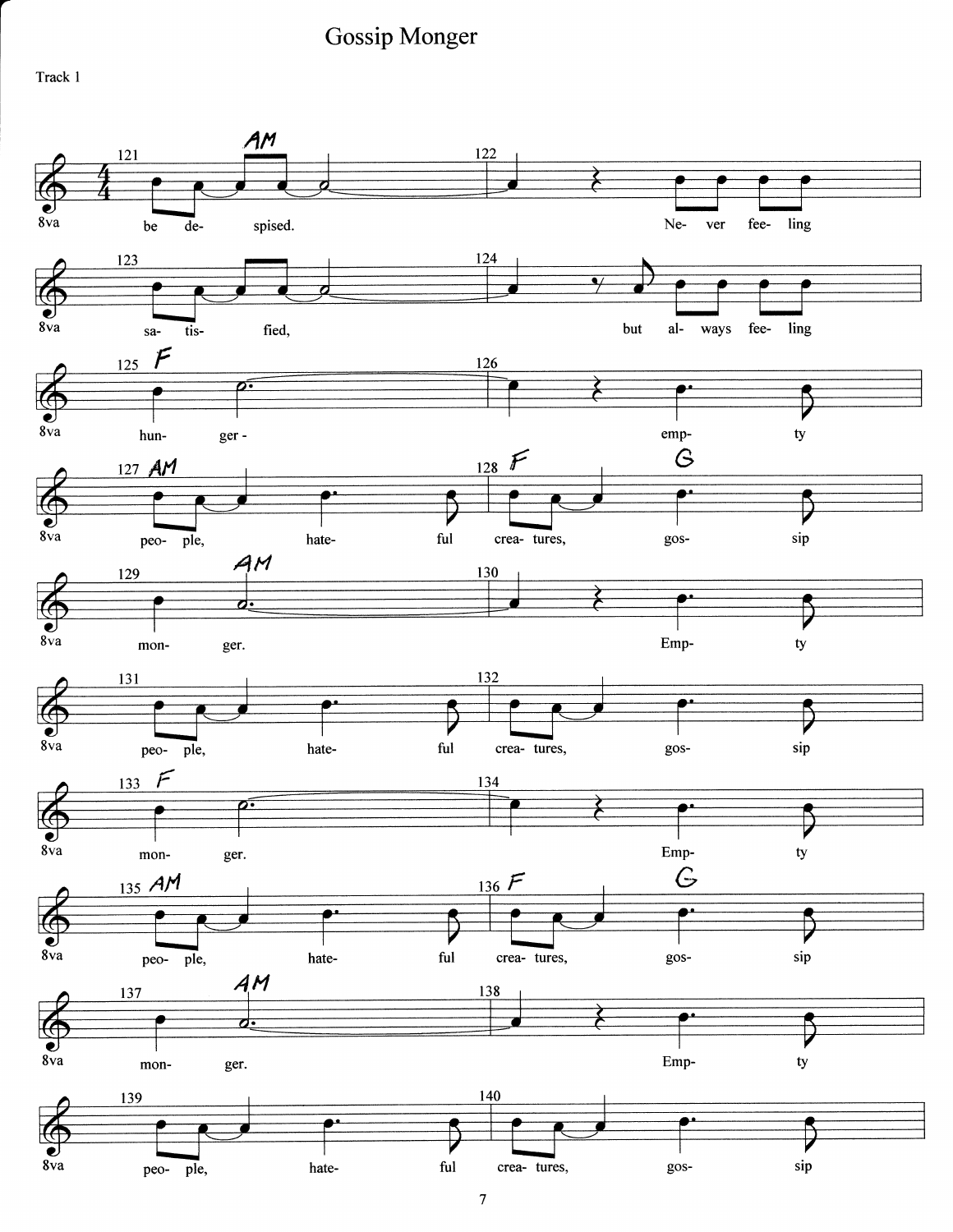# Gossip Monger

Track 1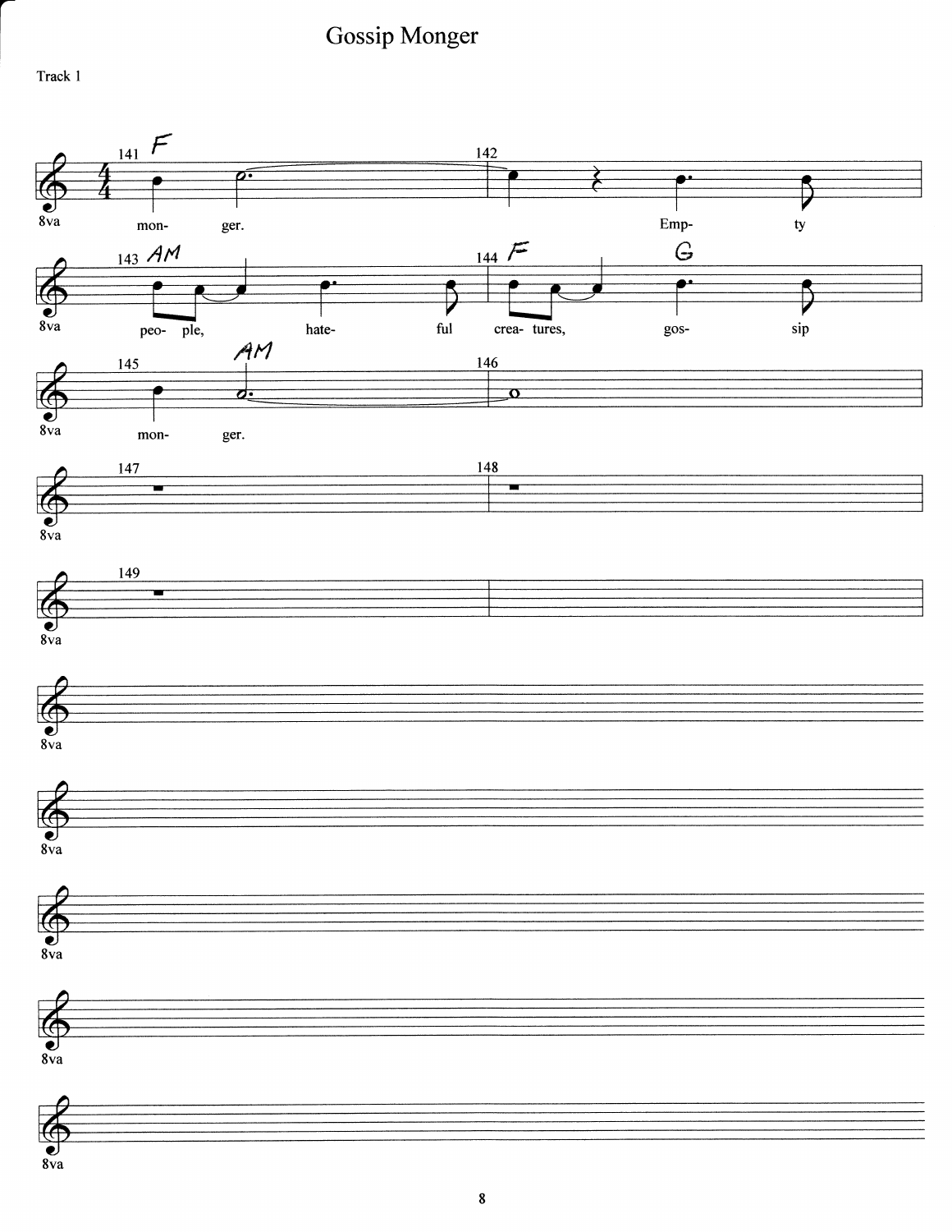# Gossip Monger

Track 1

141 F
mon- ger.

142
Emp- ty

143 AM
peo- ple, hate- ful

144 F G
crea- tures, gos- sip

145 AM
mon- ger.

146

147

148

149